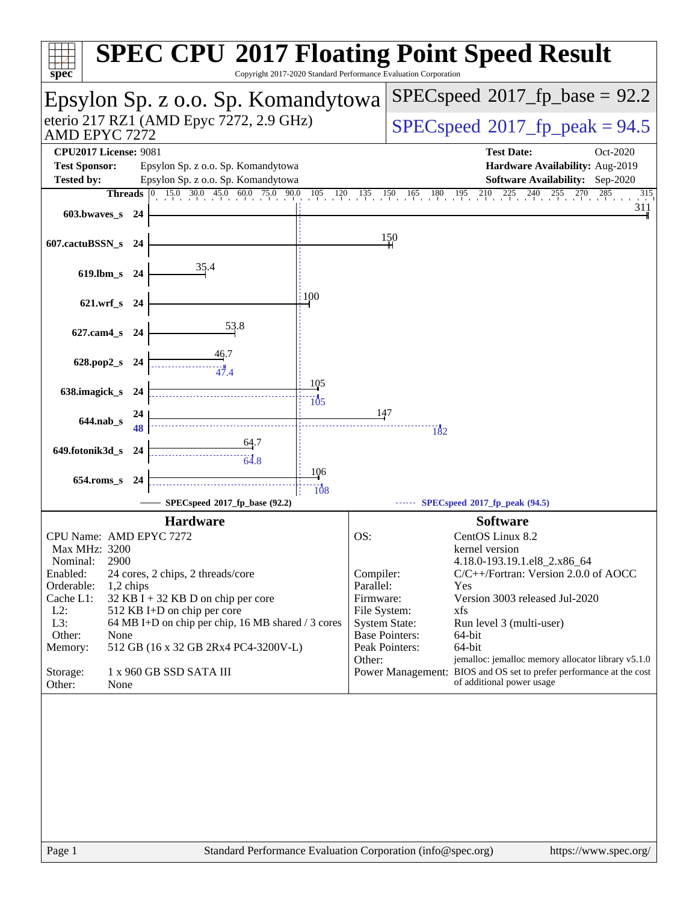# SPEC CPU 2017 Floating Point Speed Result

Copyright 2017-2020 Standard Performance Evaluation Corporation

## Epsylon Sp. z o.o. Sp. Komandytowa

eterio 217 RZ1 (AMD Epyc 7272, 2.9 GHz)
AMD EPYC 7272

SPECspeed 2017_fp_base = 92.2

SPECspeed 2017_fp_peak = 94.5

**CPU2017 License:** 9081
**Test Sponsor:** Epsylon Sp. z o.o. Sp. Komandytowa
**Tested by:** Epsylon Sp. z o.o. Sp. Komandytowa

**Test Date:** Oct-2020
**Hardware Availability:** Aug-2019
**Software Availability:** Sep-2020

Threads 0 15.0 30.0 45.0 60.0 75.0 90.0 105 120 135 150 165 180 195 210 225 240 255 270 285 315

603.bwaves_s 24 311
607.cactuBSSN_s 24 150
619.lbm_s 24 35.4
621.wrf_s 24 100
627.cam4_s 24 53.8
628.pop2_s 24 46.7 47.4
638.imagick_s 24 105 105
644.nab_s 24 147 48 182
649.fotonik3d_s 24 64.7 64.8
654.roms_s 24 106 108

SPECspeed 2017_fp_base (92.2) SPECspeed 2017_fp_peak (94.5)

### Hardware

| | |
|---|---|
| CPU Name: | AMD EPYC 7272 |
| Max MHz: | 3200 |
| Nominal: | 2900 |
| Enabled: | 24 cores, 2 chips, 2 threads/core |
| Orderable: | 1,2 chips |
| Cache L1: | 32 KB I + 32 KB D on chip per core |
| L2: | 512 KB I+D on chip per core |
| L3: | 64 MB I+D on chip per chip, 16 MB shared / 3 cores |
| Other: | None |
| Memory: | 512 GB (16 x 32 GB 2Rx4 PC4-3200V-L) |
| Storage: | 1 x 960 GB SSD SATA III |
| Other: | None |

### Software

| | |
|---|---|
| OS: | CentOS Linux 8.2 kernel version 4.18.0-193.19.1.el8_2.x86_64 |
| Compiler: | C/C++/Fortran: Version 2.0.0 of AOCC |
| Parallel: | Yes |
| Firmware: | Version 3003 released Jul-2020 |
| File System: | xfs |
| System State: | Run level 3 (multi-user) |
| Base Pointers: | 64-bit |
| Peak Pointers: | 64-bit |
| Other: | jemalloc: jemalloc memory allocator library v5.1.0 |
| Power Management: | BIOS and OS set to prefer performance at the cost of additional power usage |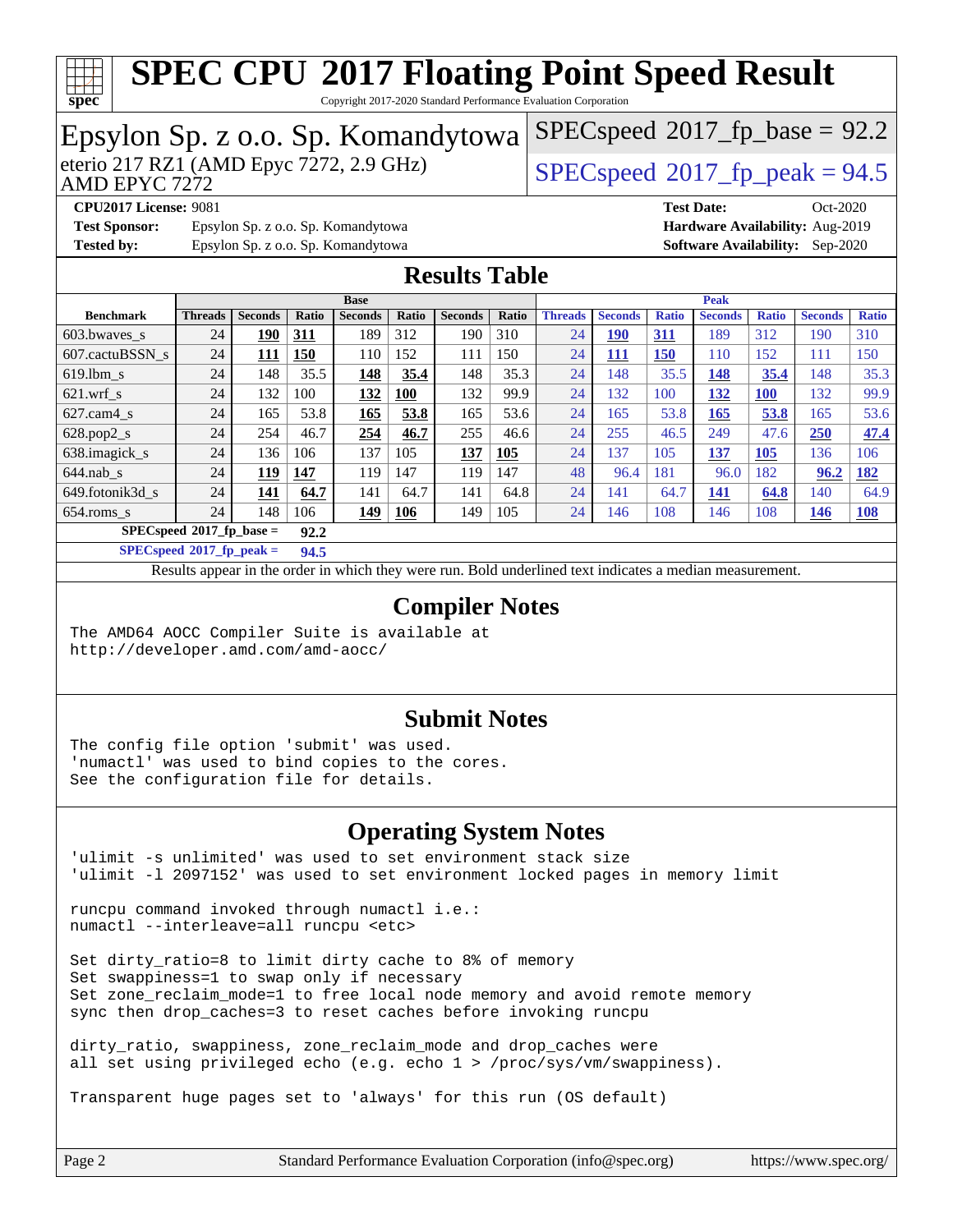# SPEC CPU 2017 Floating Point Speed Result

Copyright 2017-2020 Standard Performance Evaluation Corporation

## Epsylon Sp. z o.o. Sp. Komandytowa

eterio 217 RZ1 (AMD Epyc 7272, 2.9 GHz)
AMD EPYC 7272

SPECspeed 2017_fp_base = 92.2

SPECspeed 2017_fp_peak = 94.5

**CPU2017 License:** 9081
**Test Sponsor:** Epsylon Sp. z o.o. Sp. Komandytowa
**Tested by:** Epsylon Sp. z o.o. Sp. Komandytowa

**Test Date:** Oct-2020
**Hardware Availability:** Aug-2019
**Software Availability:** Sep-2020

## Results Table

| Benchmark | Base | | | | | | | Peak | | | | | | |
|---|---|---|---|---|---|---|---|---|---|---|---|---|---|---|
| | Threads | Seconds | Ratio | Seconds | Ratio | Seconds | Ratio | Threads | Seconds | Ratio | Seconds | Ratio | Seconds | Ratio |
| 603.bwaves_s | 24 | **190** | **311** | 189 | 312 | 190 | 310 | 24 | **190** | **311** | 189 | 312 | 190 | 310 |
| 607.cactuBSSN_s | 24 | **111** | **150** | 110 | 152 | 111 | 150 | 24 | **111** | **150** | 110 | 152 | 111 | 150 |
| 619.lbm_s | 24 | 148 | 35.5 | **148** | **35.4** | 148 | 35.3 | 24 | 148 | 35.5 | **148** | **35.4** | 148 | 35.3 |
| 621.wrf_s | 24 | 132 | 100 | **132** | **100** | 132 | 99.9 | 24 | 132 | 100 | **132** | **100** | 132 | 99.9 |
| 627.cam4_s | 24 | 165 | 53.8 | **165** | **53.8** | 165 | 53.6 | 24 | 165 | 53.8 | **165** | **53.8** | 165 | 53.6 |
| 628.pop2_s | 24 | 254 | 46.7 | **254** | **46.7** | 255 | 46.6 | 24 | 255 | 46.5 | 249 | 47.6 | **250** | **47.4** |
| 638.imagick_s | 24 | 136 | 106 | 137 | 105 | **137** | **105** | 24 | 137 | 105 | **137** | **105** | 136 | 106 |
| 644.nab_s | 24 | **119** | **147** | 119 | 147 | 119 | 147 | 48 | 96.4 | 181 | 96.0 | 182 | **96.2** | **182** |
| 649.fotonik3d_s | 24 | **141** | **64.7** | 141 | 64.7 | 141 | 64.8 | 24 | 141 | 64.7 | **141** | **64.8** | 140 | 64.9 |
| 654.roms_s | 24 | 148 | 106 | **149** | **106** | 149 | 105 | 24 | 146 | 108 | 146 | 108 | **146** | **108** |

**SPECspeed 2017_fp_base = 92.2**

**SPECspeed 2017_fp_peak = 94.5**

Results appear in the order in which they were run. Bold underlined text indicates a median measurement.

## Compiler Notes

```
The AMD64 AOCC Compiler Suite is available at
http://developer.amd.com/amd-aocc/
```

## Submit Notes

```
The config file option 'submit' was used.
'numactl' was used to bind copies to the cores.
See the configuration file for details.
```

## Operating System Notes

```
'ulimit -s unlimited' was used to set environment stack size
'ulimit -l 2097152' was used to set environment locked pages in memory limit

runcpu command invoked through numactl i.e.:
numactl --interleave=all runcpu <etc>

Set dirty_ratio=8 to limit dirty cache to 8% of memory
Set swappiness=1 to swap only if necessary
Set zone_reclaim_mode=1 to free local node memory and avoid remote memory
sync then drop_caches=3 to reset caches before invoking runcpu

dirty_ratio, swappiness, zone_reclaim_mode and drop_caches were
all set using privileged echo (e.g. echo 1 > /proc/sys/vm/swappiness).

Transparent huge pages set to 'always' for this run (OS default)
```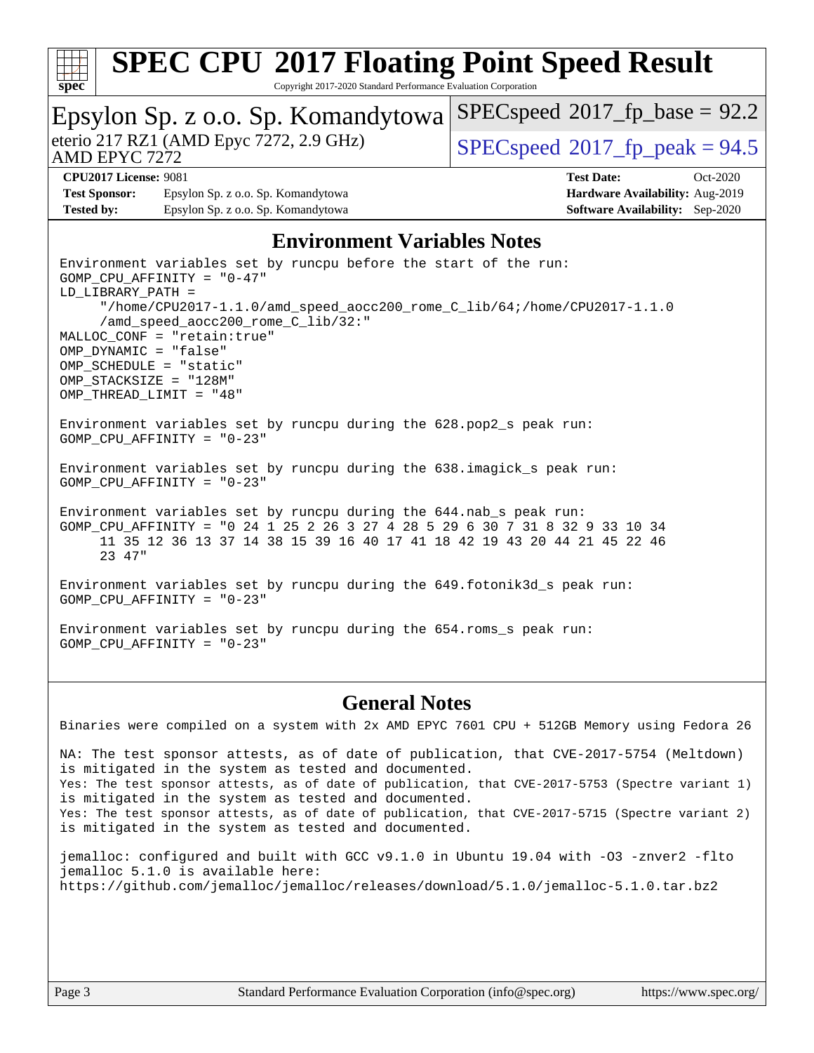## Environment Variables Notes

```
Environment variables set by runcpu before the start of the run:
GOMP_CPU_AFFINITY = "0-47"
LD_LIBRARY_PATH =
     "/home/CPU2017-1.1.0/amd_speed_aocc200_rome_C_lib/64;/home/CPU2017-1.1.0
     /amd_speed_aocc200_rome_C_lib/32:"
MALLOC_CONF = "retain:true"
OMP_DYNAMIC = "false"
OMP_SCHEDULE = "static"
OMP_STACKSIZE = "128M"
OMP_THREAD_LIMIT = "48"

Environment variables set by runcpu during the 628.pop2_s peak run:
GOMP_CPU_AFFINITY = "0-23"

Environment variables set by runcpu during the 638.imagick_s peak run:
GOMP_CPU_AFFINITY = "0-23"

Environment variables set by runcpu during the 644.nab_s peak run:
GOMP_CPU_AFFINITY = "0 24 1 25 2 26 3 27 4 28 5 29 6 30 7 31 8 32 9 33 10 34
     11 35 12 36 13 37 14 38 15 39 16 40 17 41 18 42 19 43 20 44 21 45 22 46
     23 47"

Environment variables set by runcpu during the 649.fotonik3d_s peak run:
GOMP_CPU_AFFINITY = "0-23"

Environment variables set by runcpu during the 654.roms_s peak run:
GOMP_CPU_AFFINITY = "0-23"
```

## General Notes

Binaries were compiled on a system with 2x AMD EPYC 7601 CPU + 512GB Memory using Fedora 26

NA: The test sponsor attests, as of date of publication, that CVE-2017-5754 (Meltdown) is mitigated in the system as tested and documented.
Yes: The test sponsor attests, as of date of publication, that CVE-2017-5753 (Spectre variant 1) is mitigated in the system as tested and documented.
Yes: The test sponsor attests, as of date of publication, that CVE-2017-5715 (Spectre variant 2) is mitigated in the system as tested and documented.

jemalloc: configured and built with GCC v9.1.0 in Ubuntu 19.04 with -O3 -znver2 -flto
jemalloc 5.1.0 is available here:
https://github.com/jemalloc/jemalloc/releases/download/5.1.0/jemalloc-5.1.0.tar.bz2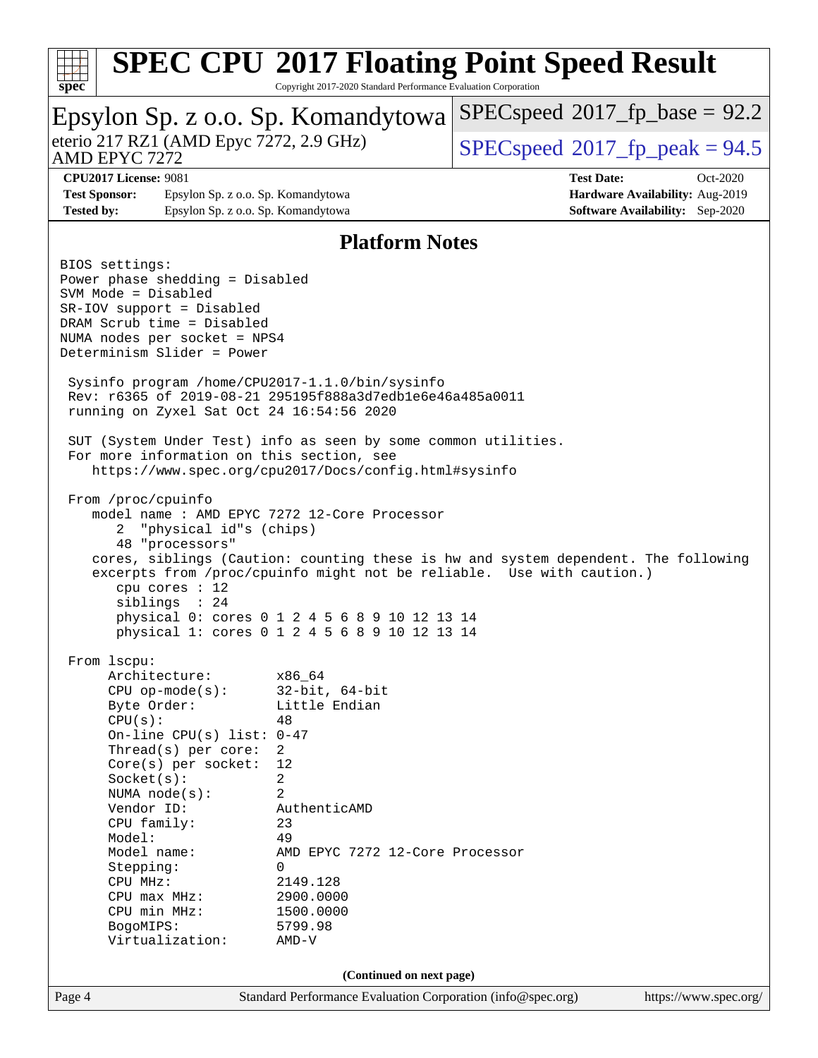# SPEC CPU 2017 Floating Point Speed Result

Copyright 2017-2020 Standard Performance Evaluation Corporation

**Epsylon Sp. z o.o. Sp. Komandytowa**

eterio 217 RZ1 (AMD Epyc 7272, 2.9 GHz)
AMD EPYC 7272

SPECspeed 2017_fp_base = 92.2

SPECspeed 2017_fp_peak = 94.5

**CPU2017 License:** 9081
**Test Sponsor:** Epsylon Sp. z o.o. Sp. Komandytowa
**Tested by:** Epsylon Sp. z o.o. Sp. Komandytowa

**Test Date:** Oct-2020
**Hardware Availability:** Aug-2019
**Software Availability:** Sep-2020

## Platform Notes

```
BIOS settings:
Power phase shedding = Disabled
SVM Mode = Disabled
SR-IOV support = Disabled
DRAM Scrub time = Disabled
NUMA nodes per socket = NPS4
Determinism Slider = Power

 Sysinfo program /home/CPU2017-1.1.0/bin/sysinfo
 Rev: r6365 of 2019-08-21 295195f888a3d7edb1e6e46a485a0011
 running on Zyxel Sat Oct 24 16:54:56 2020

 SUT (System Under Test) info as seen by some common utilities.
 For more information on this section, see
    https://www.spec.org/cpu2017/Docs/config.html#sysinfo

 From /proc/cpuinfo
    model name : AMD EPYC 7272 12-Core Processor
       2  "physical id"s (chips)
       48 "processors"
    cores, siblings (Caution: counting these is hw and system dependent. The following
    excerpts from /proc/cpuinfo might not be reliable.  Use with caution.)
       cpu cores : 12
       siblings  : 24
       physical 0: cores 0 1 2 4 5 6 8 9 10 12 13 14
       physical 1: cores 0 1 2 4 5 6 8 9 10 12 13 14

 From lscpu:
      Architecture:          x86_64
      CPU op-mode(s):        32-bit, 64-bit
      Byte Order:            Little Endian
      CPU(s):                48
      On-line CPU(s) list: 0-47
      Thread(s) per core:  2
      Core(s) per socket:  12
      Socket(s):             2
      NUMA node(s):          2
      Vendor ID:             AuthenticAMD
      CPU family:            23
      Model:                 49
      Model name:            AMD EPYC 7272 12-Core Processor
      Stepping:              0
      CPU MHz:               2149.128
      CPU max MHz:           2900.0000
      CPU min MHz:           1500.0000
      BogoMIPS:              5799.98
      Virtualization:        AMD-V
```

**(Continued on next page)**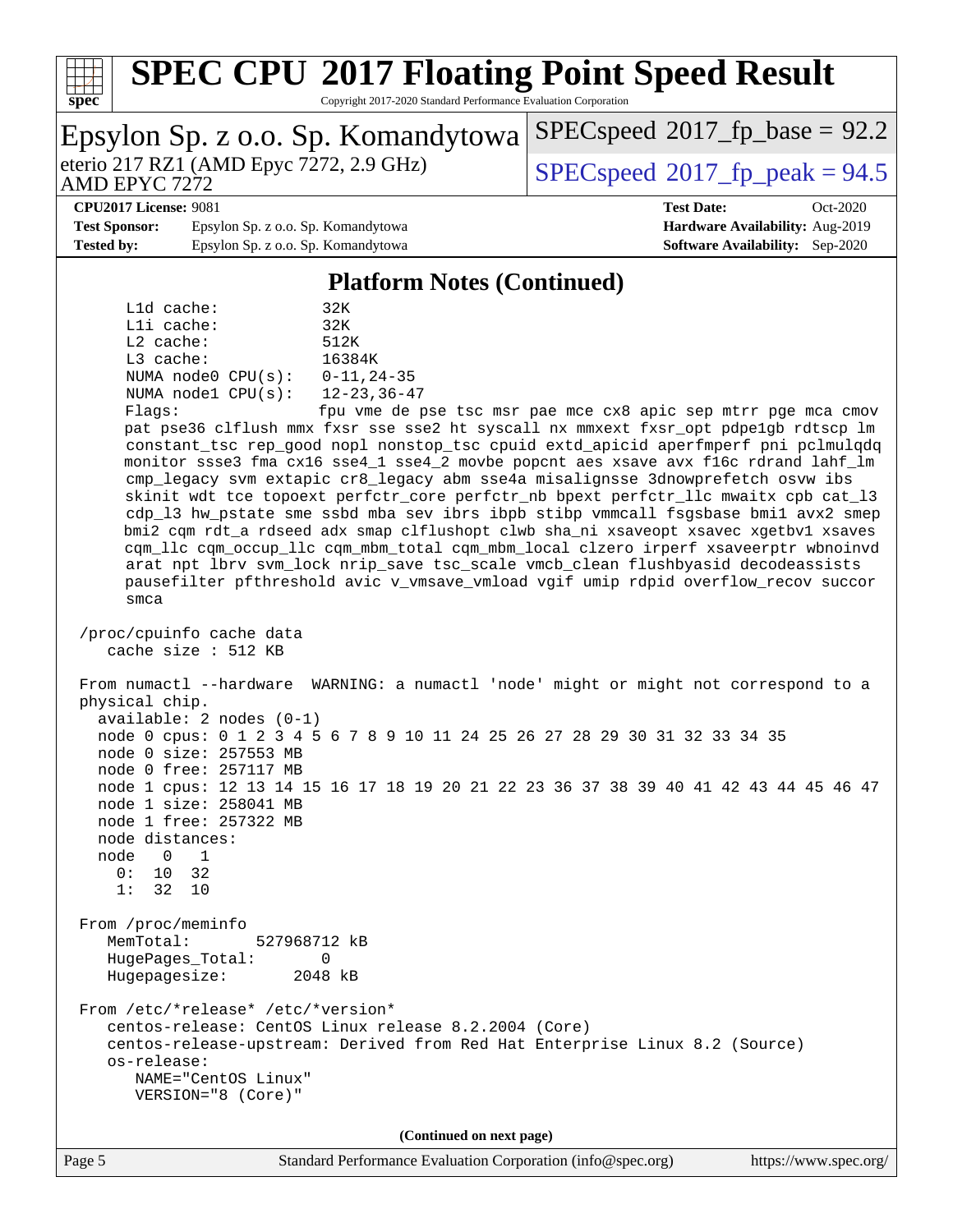## Platform Notes (Continued)

```
     L1d cache:           32K
     L1i cache:           32K
     L2 cache:            512K
     L3 cache:            16384K
     NUMA node0 CPU(s):   0-11,24-35
     NUMA node1 CPU(s):   12-23,36-47
     Flags:               fpu vme de pse tsc msr pae mce cx8 apic sep mtrr pge mca cmov
     pat pse36 clflush mmx fxsr sse sse2 ht syscall nx mmxext fxsr_opt pdpe1gb rdtscp lm
     constant_tsc rep_good nopl nonstop_tsc cpuid extd_apicid aperfmperf pni pclmulqdq
     monitor ssse3 fma cx16 sse4_1 sse4_2 movbe popcnt aes xsave avx f16c rdrand lahf_lm
     cmp_legacy svm extapic cr8_legacy abm sse4a misalignsse 3dnowprefetch osvw ibs
     skinit wdt tce topoext perfctr_core perfctr_nb bpext perfctr_llc mwaitx cpb cat_l3
     cdp_l3 hw_pstate sme ssbd mba sev ibrs ibpb stibp vmmcall fsgsbase bmi1 avx2 smep
     bmi2 cqm rdt_a rdseed adx smap clflushopt clwb sha_ni xsaveopt xsavec xgetbv1 xsaves
     cqm_llc cqm_occup_llc cqm_mbm_total cqm_mbm_local clzero irperf xsaveerptr wbnoinvd
     arat npt lbrv svm_lock nrip_save tsc_scale vmcb_clean flushbyasid decodeassists
     pausefilter pfthreshold avic v_vmsave_vmload vgif umip rdpid overflow_recov succor
     smca

 /proc/cpuinfo cache data
    cache size : 512 KB

 From numactl --hardware  WARNING: a numactl 'node' might or might not correspond to a
 physical chip.
   available: 2 nodes (0-1)
   node 0 cpus: 0 1 2 3 4 5 6 7 8 9 10 11 24 25 26 27 28 29 30 31 32 33 34 35
   node 0 size: 257553 MB
   node 0 free: 257117 MB
   node 1 cpus: 12 13 14 15 16 17 18 19 20 21 22 23 36 37 38 39 40 41 42 43 44 45 46 47
   node 1 size: 258041 MB
   node 1 free: 257322 MB
   node distances:
   node   0   1
     0:  10  32
     1:  32  10

 From /proc/meminfo
    MemTotal:       527968712 kB
    HugePages_Total:       0
    Hugepagesize:       2048 kB

 From /etc/*release* /etc/*version*
    centos-release: CentOS Linux release 8.2.2004 (Core)
    centos-release-upstream: Derived from Red Hat Enterprise Linux 8.2 (Source)
    os-release:
       NAME="CentOS Linux"
       VERSION="8 (Core)"
```

(Continued on next page)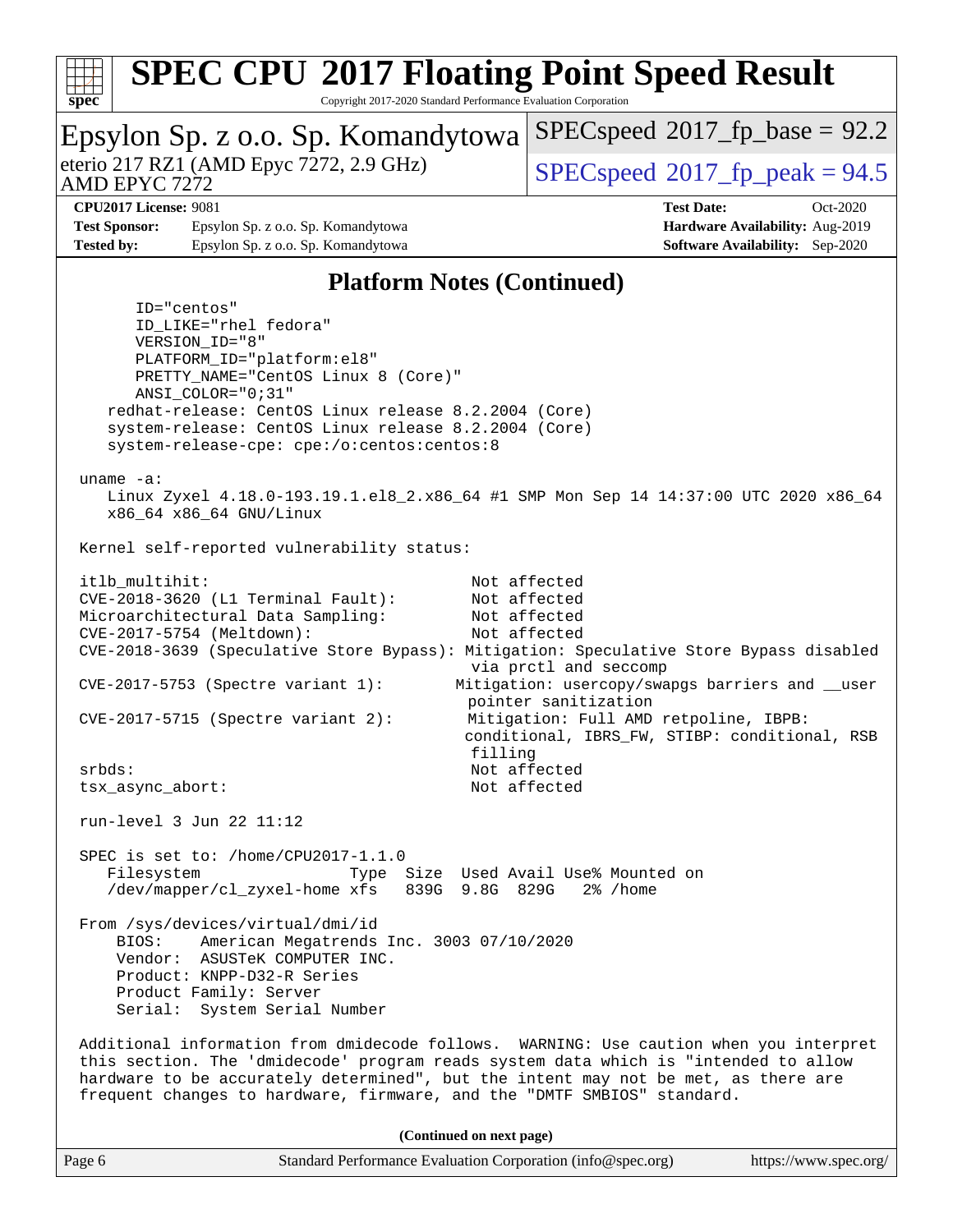## Platform Notes (Continued)

```
      ID="centos"
      ID_LIKE="rhel fedora"
      VERSION_ID="8"
      PLATFORM_ID="platform:el8"
      PRETTY_NAME="CentOS Linux 8 (Core)"
      ANSI_COLOR="0;31"
    redhat-release: CentOS Linux release 8.2.2004 (Core)
    system-release: CentOS Linux release 8.2.2004 (Core)
    system-release-cpe: cpe:/o:centos:centos:8

 uname -a:
    Linux Zyxel 4.18.0-193.19.1.el8_2.x86_64 #1 SMP Mon Sep 14 14:37:00 UTC 2020 x86_64
    x86_64 x86_64 GNU/Linux

 Kernel self-reported vulnerability status:

 itlb_multihit:                                   Not affected
 CVE-2018-3620 (L1 Terminal Fault):               Not affected
 Microarchitectural Data Sampling:                Not affected
 CVE-2017-5754 (Meltdown):                        Not affected
 CVE-2018-3639 (Speculative Store Bypass): Mitigation: Speculative Store Bypass disabled
                                                  via prctl and seccomp
 CVE-2017-5753 (Spectre variant 1):             Mitigation: usercopy/swapgs barriers and __user
                                                  pointer sanitization
 CVE-2017-5715 (Spectre variant 2):              Mitigation: Full AMD retpoline, IBPB:
                                                  conditional, IBRS_FW, STIBP: conditional, RSB
                                                  filling
 srbds:                                           Not affected
 tsx_async_abort:                                 Not affected

 run-level 3 Jun 22 11:12

 SPEC is set to: /home/CPU2017-1.1.0
    Filesystem                  Type  Size  Used Avail Use% Mounted on
    /dev/mapper/cl_zyxel-home xfs   839G  9.8G  829G   2% /home

 From /sys/devices/virtual/dmi/id
     BIOS:    American Megatrends Inc. 3003 07/10/2020
     Vendor:  ASUSTeK COMPUTER INC.
     Product: KNPP-D32-R Series
     Product Family: Server
     Serial:  System Serial Number

 Additional information from dmidecode follows.  WARNING: Use caution when you interpret
 this section. The 'dmidecode' program reads system data which is "intended to allow
 hardware to be accurately determined", but the intent may not be met, as there are
 frequent changes to hardware, firmware, and the "DMTF SMBIOS" standard.
```

**(Continued on next page)**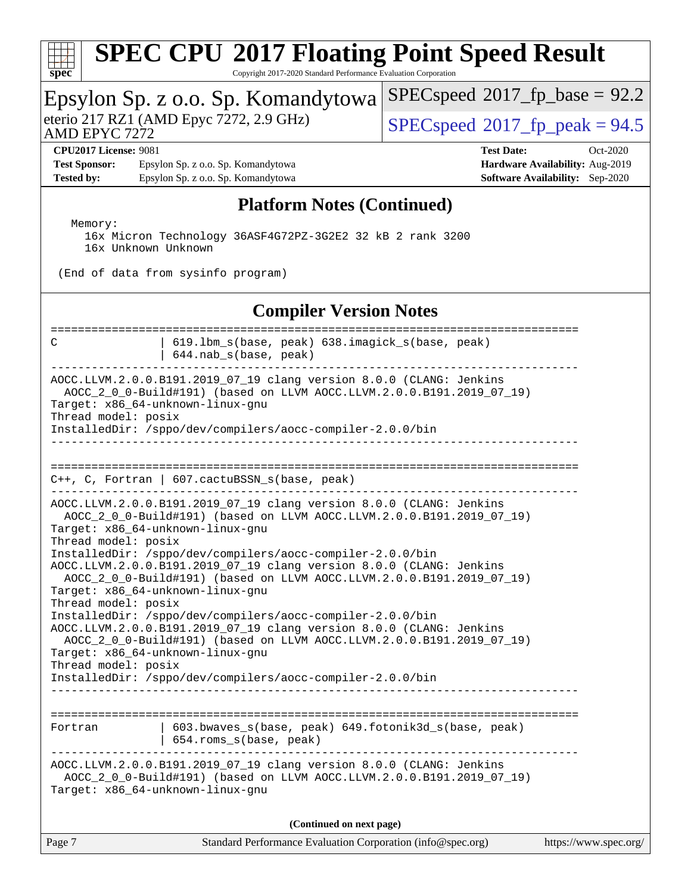## Platform Notes (Continued)

```
  Memory:
    16x Micron Technology 36ASF4G72PZ-3G2E2 32 kB 2 rank 3200
    16x Unknown Unknown

 (End of data from sysinfo program)
```

## Compiler Version Notes

```
==============================================================================
C               | 619.lbm_s(base, peak) 638.imagick_s(base, peak)
                | 644.nab_s(base, peak)
------------------------------------------------------------------------------
AOCC.LLVM.2.0.0.B191.2019_07_19 clang version 8.0.0 (CLANG: Jenkins
  AOCC_2_0_0-Build#191) (based on LLVM AOCC.LLVM.2.0.0.B191.2019_07_19)
Target: x86_64-unknown-linux-gnu
Thread model: posix
InstalledDir: /sppo/dev/compilers/aocc-compiler-2.0.0/bin
------------------------------------------------------------------------------

==============================================================================
C++, C, Fortran | 607.cactuBSSN_s(base, peak)
------------------------------------------------------------------------------
AOCC.LLVM.2.0.0.B191.2019_07_19 clang version 8.0.0 (CLANG: Jenkins
  AOCC_2_0_0-Build#191) (based on LLVM AOCC.LLVM.2.0.0.B191.2019_07_19)
Target: x86_64-unknown-linux-gnu
Thread model: posix
InstalledDir: /sppo/dev/compilers/aocc-compiler-2.0.0/bin
AOCC.LLVM.2.0.0.B191.2019_07_19 clang version 8.0.0 (CLANG: Jenkins
  AOCC_2_0_0-Build#191) (based on LLVM AOCC.LLVM.2.0.0.B191.2019_07_19)
Target: x86_64-unknown-linux-gnu
Thread model: posix
InstalledDir: /sppo/dev/compilers/aocc-compiler-2.0.0/bin
AOCC.LLVM.2.0.0.B191.2019_07_19 clang version 8.0.0 (CLANG: Jenkins
  AOCC_2_0_0-Build#191) (based on LLVM AOCC.LLVM.2.0.0.B191.2019_07_19)
Target: x86_64-unknown-linux-gnu
Thread model: posix
InstalledDir: /sppo/dev/compilers/aocc-compiler-2.0.0/bin
------------------------------------------------------------------------------

==============================================================================
Fortran         | 603.bwaves_s(base, peak) 649.fotonik3d_s(base, peak)
                | 654.roms_s(base, peak)
------------------------------------------------------------------------------
AOCC.LLVM.2.0.0.B191.2019_07_19 clang version 8.0.0 (CLANG: Jenkins
  AOCC_2_0_0-Build#191) (based on LLVM AOCC.LLVM.2.0.0.B191.2019_07_19)
Target: x86_64-unknown-linux-gnu
```

**(Continued on next page)**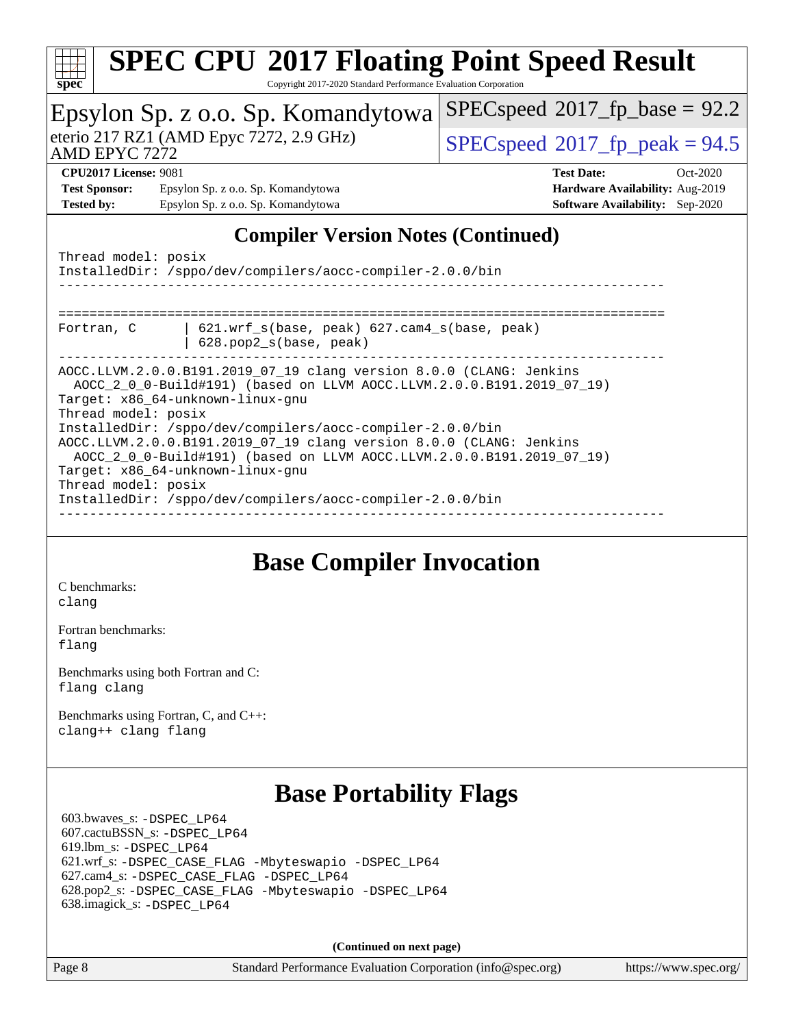## Compiler Version Notes (Continued)

```
Thread model: posix
InstalledDir: /sppo/dev/compilers/aocc-compiler-2.0.0/bin
------------------------------------------------------------------------------

==============================================================================
Fortran, C       | 621.wrf_s(base, peak) 627.cam4_s(base, peak)
                 | 628.pop2_s(base, peak)
------------------------------------------------------------------------------
AOCC.LLVM.2.0.0.B191.2019_07_19 clang version 8.0.0 (CLANG: Jenkins
  AOCC_2_0_0-Build#191) (based on LLVM AOCC.LLVM.2.0.0.B191.2019_07_19)
Target: x86_64-unknown-linux-gnu
Thread model: posix
InstalledDir: /sppo/dev/compilers/aocc-compiler-2.0.0/bin
AOCC.LLVM.2.0.0.B191.2019_07_19 clang version 8.0.0 (CLANG: Jenkins
  AOCC_2_0_0-Build#191) (based on LLVM AOCC.LLVM.2.0.0.B191.2019_07_19)
Target: x86_64-unknown-linux-gnu
Thread model: posix
InstalledDir: /sppo/dev/compilers/aocc-compiler-2.0.0/bin
------------------------------------------------------------------------------
```

## Base Compiler Invocation

C benchmarks:
clang

Fortran benchmarks:
flang

Benchmarks using both Fortran and C:
flang clang

Benchmarks using Fortran, C, and C++:
clang++ clang flang

## Base Portability Flags

603.bwaves_s: -DSPEC_LP64
607.cactuBSSN_s: -DSPEC_LP64
619.lbm_s: -DSPEC_LP64
621.wrf_s: -DSPEC_CASE_FLAG -Mbyteswapio -DSPEC_LP64
627.cam4_s: -DSPEC_CASE_FLAG -DSPEC_LP64
628.pop2_s: -DSPEC_CASE_FLAG -Mbyteswapio -DSPEC_LP64
638.imagick_s: -DSPEC_LP64

**(Continued on next page)**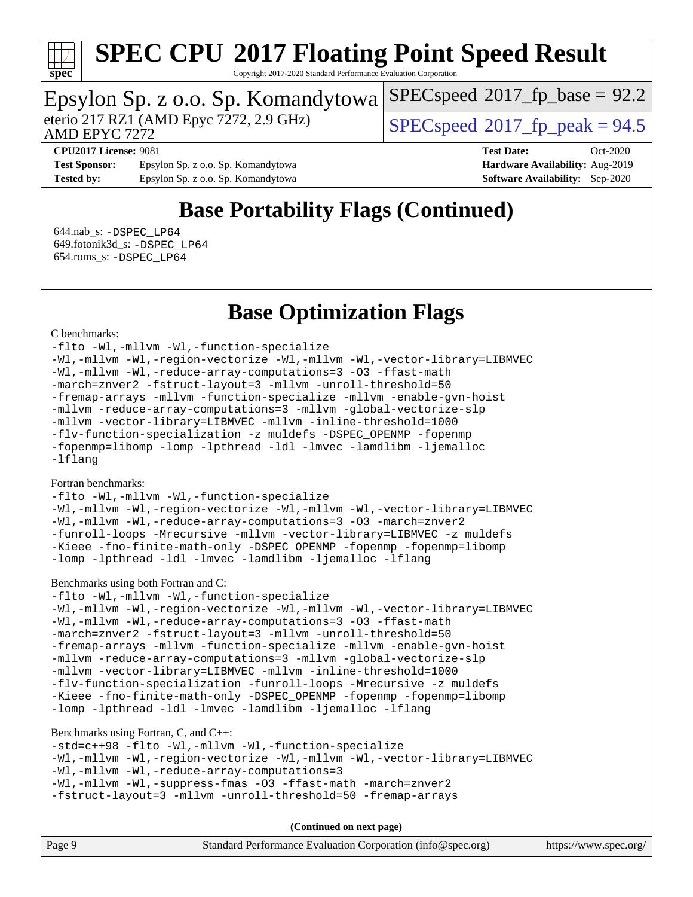# SPEC CPU 2017 Floating Point Speed Result

Copyright 2017-2020 Standard Performance Evaluation Corporation

**Epsylon Sp. z o.o. Sp. Komandytowa**
eterio 217 RZ1 (AMD Epyc 7272, 2.9 GHz)
AMD EPYC 7272

SPECspeed 2017_fp_base = 92.2
SPECspeed 2017_fp_peak = 94.5

**CPU2017 License:** 9081
**Test Sponsor:** Epsylon Sp. z o.o. Sp. Komandytowa
**Tested by:** Epsylon Sp. z o.o. Sp. Komandytowa
**Test Date:** Oct-2020
**Hardware Availability:** Aug-2019
**Software Availability:** Sep-2020

## Base Portability Flags (Continued)

644.nab_s: -DSPEC_LP64
649.fotonik3d_s: -DSPEC_LP64
654.roms_s: -DSPEC_LP64

## Base Optimization Flags

C benchmarks:

```
-flto -Wl,-mllvm -Wl,-function-specialize
-Wl,-mllvm -Wl,-region-vectorize -Wl,-mllvm -Wl,-vector-library=LIBMVEC
-Wl,-mllvm -Wl,-reduce-array-computations=3 -O3 -ffast-math
-march=znver2 -fstruct-layout=3 -mllvm -unroll-threshold=50
-fremap-arrays -mllvm -function-specialize -mllvm -enable-gvn-hoist
-mllvm -reduce-array-computations=3 -mllvm -global-vectorize-slp
-mllvm -vector-library=LIBMVEC -mllvm -inline-threshold=1000
-flv-function-specialization -z muldefs -DSPEC_OPENMP -fopenmp
-fopenmp=libomp -lomp -lpthread -ldl -lmvec -lamdlibm -ljemalloc
-lflang
```

Fortran benchmarks:

```
-flto -Wl,-mllvm -Wl,-function-specialize
-Wl,-mllvm -Wl,-region-vectorize -Wl,-mllvm -Wl,-vector-library=LIBMVEC
-Wl,-mllvm -Wl,-reduce-array-computations=3 -O3 -march=znver2
-funroll-loops -Mrecursive -mllvm -vector-library=LIBMVEC -z muldefs
-Kieee -fno-finite-math-only -DSPEC_OPENMP -fopenmp -fopenmp=libomp
-lomp -lpthread -ldl -lmvec -lamdlibm -ljemalloc -lflang
```

Benchmarks using both Fortran and C:

```
-flto -Wl,-mllvm -Wl,-function-specialize
-Wl,-mllvm -Wl,-region-vectorize -Wl,-mllvm -Wl,-vector-library=LIBMVEC
-Wl,-mllvm -Wl,-reduce-array-computations=3 -O3 -ffast-math
-march=znver2 -fstruct-layout=3 -mllvm -unroll-threshold=50
-fremap-arrays -mllvm -function-specialize -mllvm -enable-gvn-hoist
-mllvm -reduce-array-computations=3 -mllvm -global-vectorize-slp
-mllvm -vector-library=LIBMVEC -mllvm -inline-threshold=1000
-flv-function-specialization -funroll-loops -Mrecursive -z muldefs
-Kieee -fno-finite-math-only -DSPEC_OPENMP -fopenmp -fopenmp=libomp
-lomp -lpthread -ldl -lmvec -lamdlibm -ljemalloc -lflang
```

Benchmarks using Fortran, C, and C++:

```
-std=c++98 -flto -Wl,-mllvm -Wl,-function-specialize
-Wl,-mllvm -Wl,-region-vectorize -Wl,-mllvm -Wl,-vector-library=LIBMVEC
-Wl,-mllvm -Wl,-reduce-array-computations=3
-Wl,-mllvm -Wl,-suppress-fmas -O3 -ffast-math -march=znver2
-fstruct-layout=3 -mllvm -unroll-threshold=50 -fremap-arrays
```

**(Continued on next page)**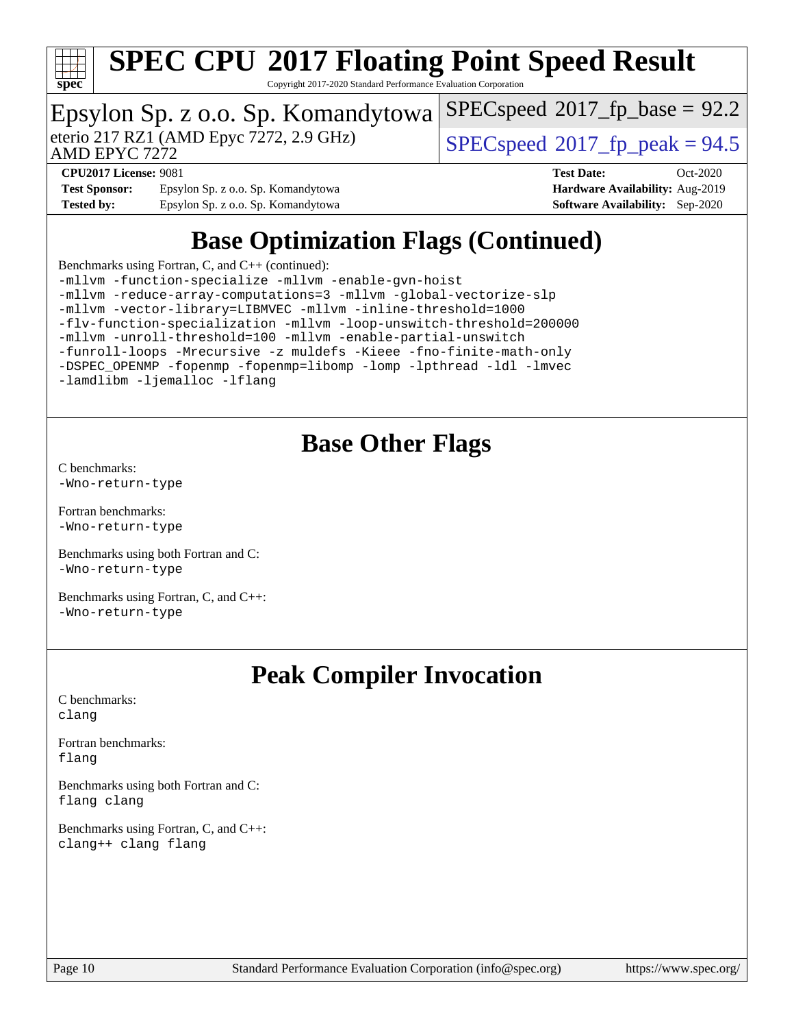# SPEC CPU 2017 Floating Point Speed Result

Copyright 2017-2020 Standard Performance Evaluation Corporation

Epsylon Sp. z o.o. Sp. Komandytowa

eterio 217 RZ1 (AMD Epyc 7272, 2.9 GHz)
AMD EPYC 7272

SPECspeed 2017_fp_base = 92.2

SPECspeed 2017_fp_peak = 94.5

**CPU2017 License:** 9081
**Test Sponsor:** Epsylon Sp. z o.o. Sp. Komandytowa
**Tested by:** Epsylon Sp. z o.o. Sp. Komandytowa

**Test Date:** Oct-2020
**Hardware Availability:** Aug-2019
**Software Availability:** Sep-2020

## Base Optimization Flags (Continued)

Benchmarks using Fortran, C, and C++ (continued):

```
-mllvm -function-specialize -mllvm -enable-gvn-hoist
-mllvm -reduce-array-computations=3 -mllvm -global-vectorize-slp
-mllvm -vector-library=LIBMVEC -mllvm -inline-threshold=1000
-flv-function-specialization -mllvm -loop-unswitch-threshold=200000
-mllvm -unroll-threshold=100 -mllvm -enable-partial-unswitch
-funroll-loops -Mrecursive -z muldefs -Kieee -fno-finite-math-only
-DSPEC_OPENMP -fopenmp -fopenmp=libomp -lomp -lpthread -ldl -lmvec
-lamdlibm -ljemalloc -lflang
```

## Base Other Flags

C benchmarks:
`-Wno-return-type`

Fortran benchmarks:
`-Wno-return-type`

Benchmarks using both Fortran and C:
`-Wno-return-type`

Benchmarks using Fortran, C, and C++:
`-Wno-return-type`

## Peak Compiler Invocation

C benchmarks:
`clang`

Fortran benchmarks:
`flang`

Benchmarks using both Fortran and C:
`flang clang`

Benchmarks using Fortran, C, and C++:
`clang++ clang flang`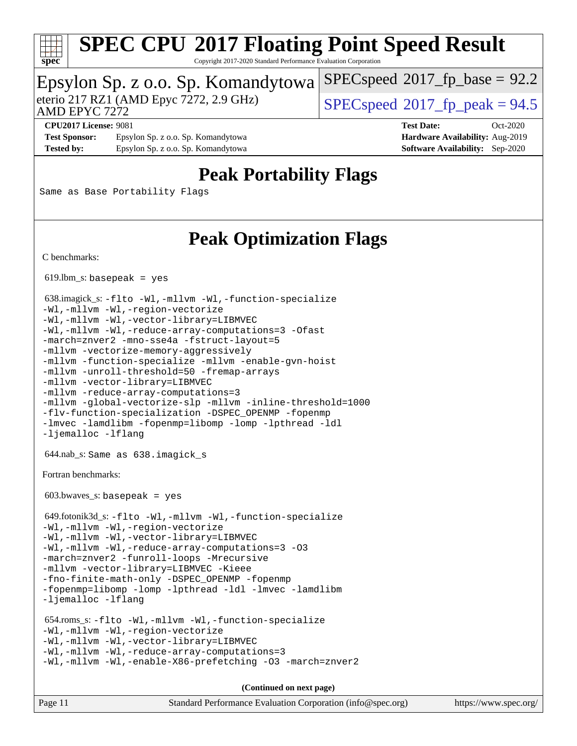# SPEC CPU 2017 Floating Point Speed Result

Copyright 2017-2020 Standard Performance Evaluation Corporation

Epsylon Sp. z o.o. Sp. Komandytowa

eterio 217 RZ1 (AMD Epyc 7272, 2.9 GHz)
AMD EPYC 7272

SPECspeed 2017_fp_base = 92.2

SPECspeed 2017_fp_peak = 94.5

| | | | |
|---|---|---|---|
| **CPU2017 License:** 9081 | | **Test Date:** | Oct-2020 |
| **Test Sponsor:** | Epsylon Sp. z o.o. Sp. Komandytowa | **Hardware Availability:** | Aug-2019 |
| **Tested by:** | Epsylon Sp. z o.o. Sp. Komandytowa | **Software Availability:** | Sep-2020 |

## Peak Portability Flags

Same as Base Portability Flags

## Peak Optimization Flags

C benchmarks:

619.lbm_s: basepeak = yes

638.imagick_s: -flto -Wl,-mllvm -Wl,-function-specialize -Wl,-mllvm -Wl,-region-vectorize -Wl,-mllvm -Wl,-vector-library=LIBMVEC -Wl,-mllvm -Wl,-reduce-array-computations=3 -Ofast -march=znver2 -mno-sse4a -fstruct-layout=5 -mllvm -vectorize-memory-aggressively -mllvm -function-specialize -mllvm -enable-gvn-hoist -mllvm -unroll-threshold=50 -fremap-arrays -mllvm -vector-library=LIBMVEC -mllvm -reduce-array-computations=3 -mllvm -global-vectorize-slp -mllvm -inline-threshold=1000 -flv-function-specialization -DSPEC_OPENMP -fopenmp -lmvec -lamdlibm -fopenmp=libomp -lomp -lpthread -ldl -ljemalloc -lflang

644.nab_s: Same as 638.imagick_s

Fortran benchmarks:

603.bwaves_s: basepeak = yes

649.fotonik3d_s: -flto -Wl,-mllvm -Wl,-function-specialize -Wl,-mllvm -Wl,-region-vectorize -Wl,-mllvm -Wl,-vector-library=LIBMVEC -Wl,-mllvm -Wl,-reduce-array-computations=3 -O3 -march=znver2 -funroll-loops -Mrecursive -mllvm -vector-library=LIBMVEC -Kieee -fno-finite-math-only -DSPEC_OPENMP -fopenmp -fopenmp=libomp -lomp -lpthread -ldl -lmvec -lamdlibm -ljemalloc -lflang

654.roms_s: -flto -Wl,-mllvm -Wl,-function-specialize -Wl,-mllvm -Wl,-region-vectorize -Wl,-mllvm -Wl,-vector-library=LIBMVEC -Wl,-mllvm -Wl,-reduce-array-computations=3 -Wl,-mllvm -Wl,-enable-X86-prefetching -O3 -march=znver2

**(Continued on next page)**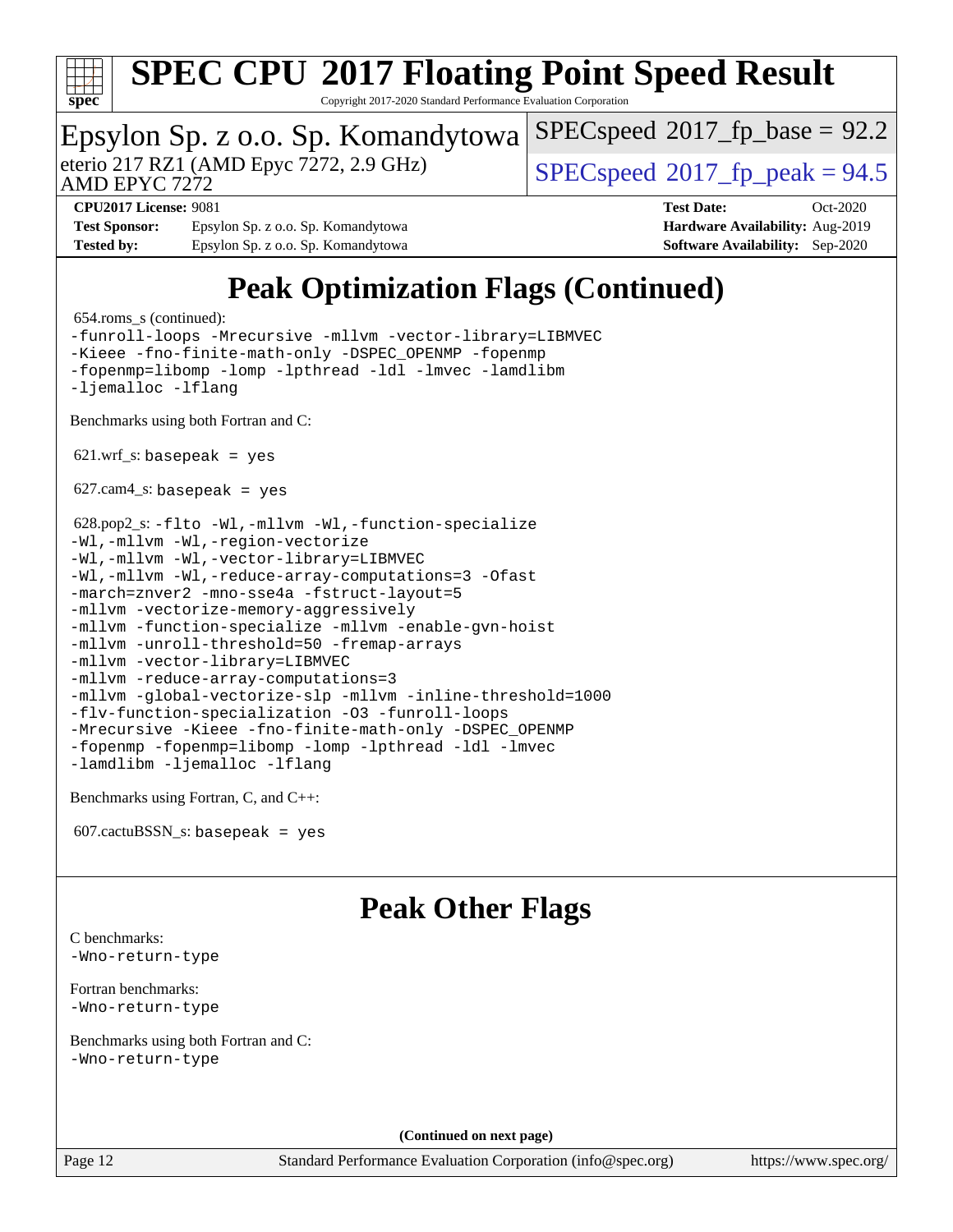# Peak Optimization Flags (Continued)

654.roms_s (continued):
-funroll-loops -Mrecursive -mllvm -vector-library=LIBMVEC
-Kieee -fno-finite-math-only -DSPEC_OPENMP -fopenmp
-fopenmp=libomp -lomp -lpthread -ldl -lmvec -lamdlibm
-ljemalloc -lflang

Benchmarks using both Fortran and C:

621.wrf_s: basepeak = yes

627.cam4_s: basepeak = yes

628.pop2_s: -flto -Wl,-mllvm -Wl,-function-specialize
-Wl,-mllvm -Wl,-region-vectorize
-Wl,-mllvm -Wl,-vector-library=LIBMVEC
-Wl,-mllvm -Wl,-reduce-array-computations=3 -Ofast
-march=znver2 -mno-sse4a -fstruct-layout=5
-mllvm -vectorize-memory-aggressively
-mllvm -function-specialize -mllvm -enable-gvn-hoist
-mllvm -unroll-threshold=50 -fremap-arrays
-mllvm -vector-library=LIBMVEC
-mllvm -reduce-array-computations=3
-mllvm -global-vectorize-slp -mllvm -inline-threshold=1000
-flv-function-specialization -O3 -funroll-loops
-Mrecursive -Kieee -fno-finite-math-only -DSPEC_OPENMP
-fopenmp -fopenmp=libomp -lomp -lpthread -ldl -lmvec
-lamdlibm -ljemalloc -lflang

Benchmarks using Fortran, C, and C++:

607.cactuBSSN_s: basepeak = yes

# Peak Other Flags

C benchmarks:
-Wno-return-type

Fortran benchmarks:
-Wno-return-type

Benchmarks using both Fortran and C:
-Wno-return-type

(Continued on next page)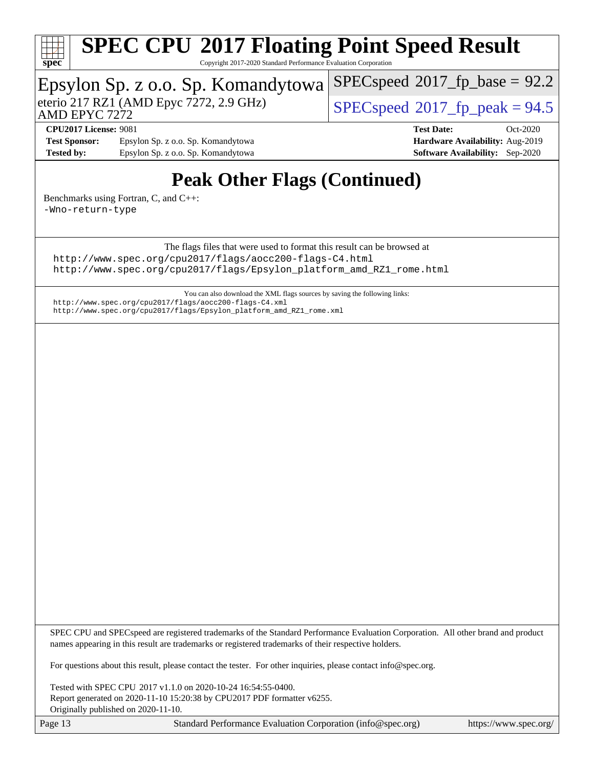# Peak Other Flags (Continued)

Benchmarks using Fortran, C, and C++:
-Wno-return-type

The flags files that were used to format this result can be browsed at
http://www.spec.org/cpu2017/flags/aocc200-flags-C4.html
http://www.spec.org/cpu2017/flags/Epsylon_platform_amd_RZ1_rome.html

You can also download the XML flags sources by saving the following links:
http://www.spec.org/cpu2017/flags/aocc200-flags-C4.xml
http://www.spec.org/cpu2017/flags/Epsylon_platform_amd_RZ1_rome.xml

SPEC CPU and SPECspeed are registered trademarks of the Standard Performance Evaluation Corporation. All other brand and product names appearing in this result are trademarks or registered trademarks of their respective holders.

For questions about this result, please contact the tester. For other inquiries, please contact info@spec.org.

Tested with SPEC CPU 2017 v1.1.0 on 2020-10-24 16:54:55-0400.
Report generated on 2020-11-10 15:20:38 by CPU2017 PDF formatter v6255.
Originally published on 2020-11-10.